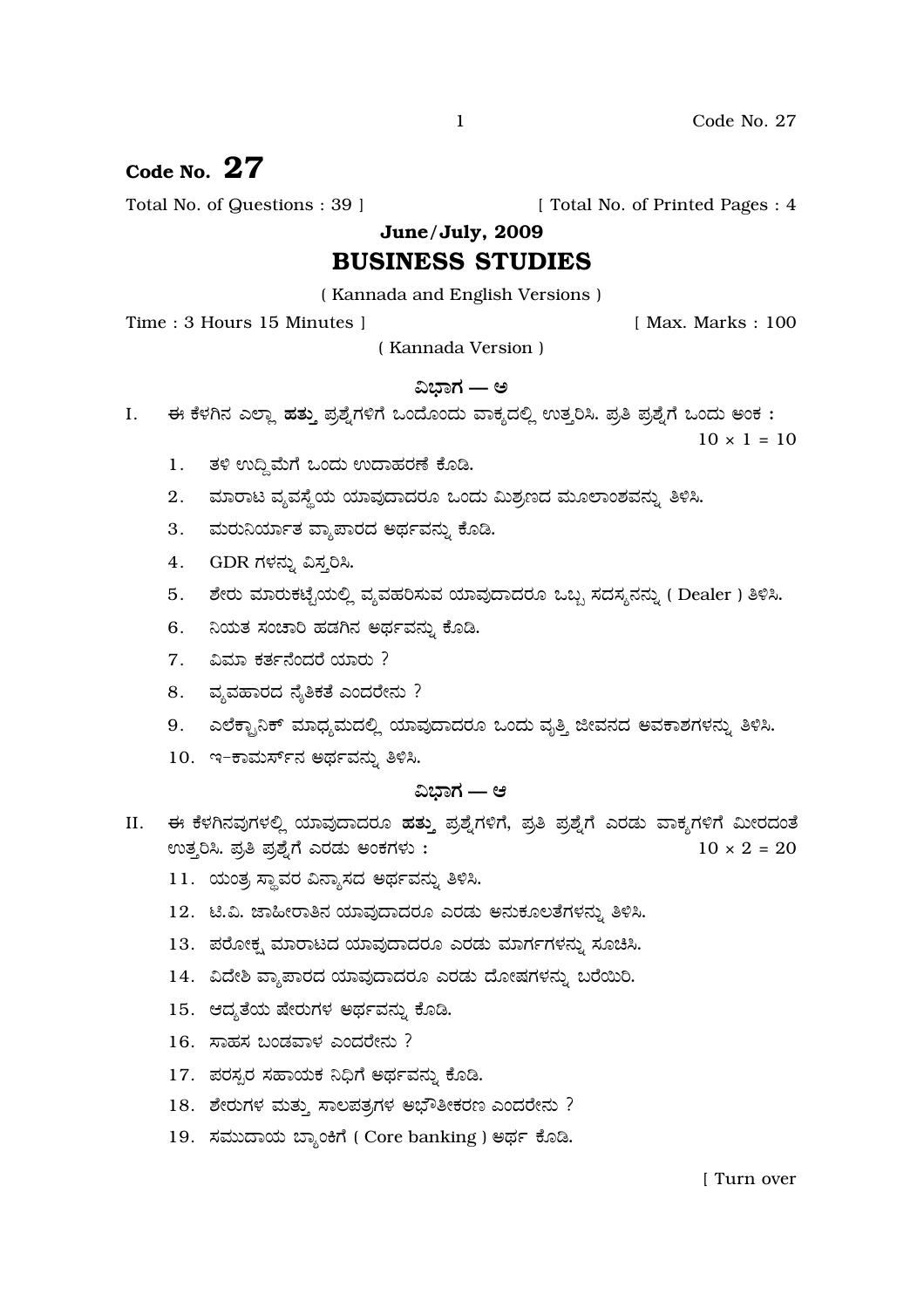# Code No. 27

Total No. of Questions : 39 ] [ Total No. of Printed Pages : 4

## June/July, 2009

## BUSINESS STUDIES

( Kannada and English Versions )

Time : 3 Hours 15 Minutes ] [ Max. Marks : 100

( Kannada Version )

### ವಿಭಾಗ — ಅ

I. ಈ ಕೆಳಗಿನ ಎಲ್ಲಾ **ಹತ್ತು** ಪ್ರಶ್ನೆಗಳಿಗೆ ಒಂದೊಂದು ವಾಕ್ಯದಲ್ಲಿ ಉತ್ತರಿಸಿ. ಪ್ರತಿ ಪ್ರಶ್ನೆಗೆ ಒಂದು ಅಂಕ : $10 \times 1 = 10$

1. ತಳಿ ಉದ್ದಿಮೆಗೆ ಒಂದು ಉದಾಹರಣೆ ಕೊಡಿ.
2. ಮಾರಾಟ ವ್ಯವಸ್ಥೆಯ ಯಾವುದಾದರೂ ಒಂದು ಮಿಶ್ರಣದ ಮೂಲಾಂಶವನ್ನು ತಿಳಿಸಿ.
3. ಮರುನಿರ್ಯಾತ ವ್ಯಾಪಾರದ ಅರ್ಥವನ್ನು ಕೊಡಿ.
4. GDR ಗಳನ್ನು ವಿಸ್ತರಿಸಿ.
5. ಶೇರು ಮಾರುಕಟ್ಟೆಯಲ್ಲಿ ವ್ಯವಹರಿಸುವ ಯಾವುದಾದರೂ ಒಬ್ಬ ಸದಸ್ಯನನ್ನು ( Dealer ) ತಿಳಿಸಿ.
6. ನಿಯತ ಸಂಚಾರಿ ಹಡಗಿನ ಅರ್ಥವನ್ನು ಕೊಡಿ.
7. ವಿಮಾ ಕರ್ತನೆಂದರೆ ಯಾರು ?
8. ವ್ಯವಹಾರದ ನೈತಿಕತೆ ಎಂದರೇನು ?
9. ಎಲೆಕ್ಟ್ರಾನಿಕ್ ಮಾಧ್ಯಮದಲ್ಲಿ ಯಾವುದಾದರೂ ಒಂದು ವೃತ್ತಿ ಜೀವನದ ಅವಕಾಶಗಳನ್ನು ತಿಳಿಸಿ.
10. ಇ-ಕಾಮರ್ಸ್‌ನ ಅರ್ಥವನ್ನು ತಿಳಿಸಿ.

### ವಿಭಾಗ — ಆ

II. ಈ ಕೆಳಗಿನವುಗಳಲ್ಲಿ ಯಾವುದಾದರೂ **ಹತ್ತು** ಪ್ರಶ್ನೆಗಳಿಗೆ, ಪ್ರತಿ ಪ್ರಶ್ನೆಗೆ ಎರಡು ವಾಕ್ಯಗಳಿಗೆ ಮೀರದಂತೆ ಉತ್ತರಿಸಿ. ಪ್ರತಿ ಪ್ರಶ್ನೆಗೆ ಎರಡು ಅಂಕಗಳು : $10 \times 2 = 20$

11. ಯಂತ್ರ ಸ್ಥಾವರ ವಿನ್ಯಾಸದ ಅರ್ಥವನ್ನು ತಿಳಿಸಿ.
12. ಟಿ.ವಿ. ಜಾಹೀರಾತಿನ ಯಾವುದಾದರೂ ಎರಡು ಅನುಕೂಲತೆಗಳನ್ನು ತಿಳಿಸಿ.
13. ಪರೋಕ್ಷ ಮಾರಾಟದ ಯಾವುದಾದರೂ ಎರಡು ಮಾರ್ಗಗಳನ್ನು ಸೂಚಿಸಿ.
14. ವಿದೇಶಿ ವ್ಯಾಪಾರದ ಯಾವುದಾದರೂ ಎರಡು ದೋಷಗಳನ್ನು ಬರೆಯಿರಿ.
15. ಆದ್ಯತೆಯ ಷೇರುಗಳ ಅರ್ಥವನ್ನು ಕೊಡಿ.
16. ಸಾಹಸ ಬಂಡವಾಳ ಎಂದರೇನು ?
17. ಪರಸ್ಪರ ಸಹಾಯಕ ನಿಧಿಗೆ ಅರ್ಥವನ್ನು ಕೊಡಿ.
18. ಶೇರುಗಳ ಮತ್ತು ಸಾಲಪತ್ರಗಳ ಅಭೌತೀಕರಣ ಎಂದರೇನು ?
19. ಸಮುದಾಯ ಬ್ಯಾಂಕಿಗೆ ( Core banking ) ಅರ್ಥ ಕೊಡಿ.

[ Turn over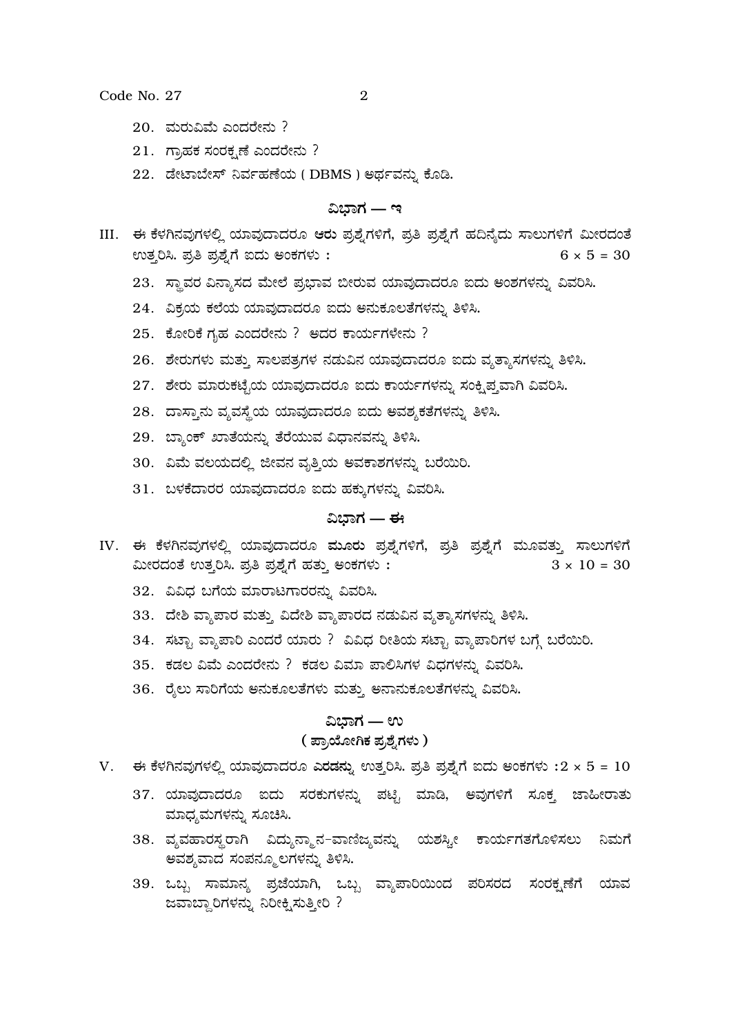20. ಮರುವಿಮೆ ಎಂದರೇನು ?

21. ಗ್ರಾಹಕ ಸಂರಕ್ಷಣೆ ಎಂದರೇನು ?

22. ಡೇಟಾಬೇಸ್ ನಿರ್ವಹಣೆಯ ( DBMS ) ಅರ್ಥವನ್ನು ಕೊಡಿ.

## ವಿಭಾಗ — ಇ

III. ಈ ಕೆಳಗಿನವುಗಳಲ್ಲಿ ಯಾವುದಾದರೂ **ಆರು** ಪ್ರಶ್ನೆಗಳಿಗೆ, ಪ್ರತಿ ಪ್ರಶ್ನೆಗೆ ಹದಿನೈದು ಸಾಲುಗಳಿಗೆ ಮೀರದಂತೆ ಉತ್ತರಿಸಿ. ಪ್ರತಿ ಪ್ರಶ್ನೆಗೆ ಐದು ಅಂಕಗಳು : $6 \times 5 = 30$

23. ಸ್ಥಾವರ ವಿನ್ಯಾಸದ ಮೇಲೆ ಪ್ರಭಾವ ಬೀರುವ ಯಾವುದಾದರೂ ಐದು ಅಂಶಗಳನ್ನು ವಿವರಿಸಿ.

24. ವಿಕ್ರಯ ಕಲೆಯ ಯಾವುದಾದರೂ ಐದು ಅನುಕೂಲತೆಗಳನ್ನು ತಿಳಿಸಿ.

25. ಕೋರಿಕೆ ಗೃಹ ಎಂದರೇನು ? ಅದರ ಕಾರ್ಯಗಳೇನು ?

26. ಶೇರುಗಳು ಮತ್ತು ಸಾಲಪತ್ರಗಳ ನಡುವಿನ ಯಾವುದಾದರೂ ಐದು ವ್ಯತ್ಯಾಸಗಳನ್ನು ತಿಳಿಸಿ.

27. ಶೇರು ಮಾರುಕಟ್ಟೆಯ ಯಾವುದಾದರೂ ಐದು ಕಾರ್ಯಗಳನ್ನು ಸಂಕ್ಷಿಪ್ತವಾಗಿ ವಿವರಿಸಿ.

28. ದಾಸ್ತಾನು ವ್ಯವಸ್ಥೆಯ ಯಾವುದಾದರೂ ಐದು ಅವಶ್ಯಕತೆಗಳನ್ನು ತಿಳಿಸಿ.

29. ಬ್ಯಾಂಕ್ ಖಾತೆಯನ್ನು ತೆರೆಯುವ ವಿಧಾನವನ್ನು ತಿಳಿಸಿ.

30. ವಿಮೆ ವಲಯದಲ್ಲಿ ಜೀವನ ವೃತ್ತಿಯ ಅವಕಾಶಗಳನ್ನು ಬರೆಯಿರಿ.

31. ಬಳಕೆದಾರರ ಯಾವುದಾದರೂ ಐದು ಹಕ್ಕುಗಳನ್ನು ವಿವರಿಸಿ.

## ವಿಭಾಗ — ಈ

IV. ಈ ಕೆಳಗಿನವುಗಳಲ್ಲಿ ಯಾವುದಾದರೂ **ಮೂರು** ಪ್ರಶ್ನೆಗಳಿಗೆ, ಪ್ರತಿ ಪ್ರಶ್ನೆಗೆ ಮೂವತ್ತು ಸಾಲುಗಳಿಗೆ ಮೀರದಂತೆ ಉತ್ತರಿಸಿ. ಪ್ರತಿ ಪ್ರಶ್ನೆಗೆ ಹತ್ತು ಅಂಕಗಳು : $3 \times 10 = 30$

32. ವಿವಿಧ ಬಗೆಯ ಮಾರಾಟಗಾರರನ್ನು ವಿವರಿಸಿ.

33. ದೇಶಿ ವ್ಯಾಪಾರ ಮತ್ತು ವಿದೇಶಿ ವ್ಯಾಪಾರದ ನಡುವಿನ ವ್ಯತ್ಯಾಸಗಳನ್ನು ತಿಳಿಸಿ.

34. ಸಟ್ಟಾ ವ್ಯಾಪಾರಿ ಎಂದರೆ ಯಾರು ? ವಿವಿಧ ರೀತಿಯ ಸಟ್ಟಾ ವ್ಯಾಪಾರಿಗಳ ಬಗ್ಗೆ ಬರೆಯಿರಿ.

35. ಕಡಲ ವಿಮೆ ಎಂದರೇನು ? ಕಡಲ ವಿಮಾ ಪಾಲಿಸಿಗಳ ವಿಧಗಳನ್ನು ವಿವರಿಸಿ.

36. ರೈಲು ಸಾರಿಗೆಯ ಅನುಕೂಲತೆಗಳು ಮತ್ತು ಅನಾನುಕೂಲತೆಗಳನ್ನು ವಿವರಿಸಿ.

## ವಿಭಾಗ — ಉ
### ( ಪ್ರಾಯೋಗಿಕ ಪ್ರಶ್ನೆಗಳು )

V. ಈ ಕೆಳಗಿನವುಗಳಲ್ಲಿ ಯಾವುದಾದರೂ **ಎರಡನ್ನು** ಉತ್ತರಿಸಿ. ಪ್ರತಿ ಪ್ರಶ್ನೆಗೆ ಐದು ಅಂಕಗಳು : $2 \times 5 = 10$

37. ಯಾವುದಾದರೂ ಐದು ಸರಕುಗಳನ್ನು ಪಟ್ಟಿ ಮಾಡಿ, ಅವುಗಳಿಗೆ ಸೂಕ್ತ ಜಾಹೀರಾತು ಮಾಧ್ಯಮಗಳನ್ನು ಸೂಚಿಸಿ.

38. ವ್ಯವಹಾರಸ್ಥರಾಗಿ ವಿದ್ಯುನ್ಮಾನ-ವಾಣಿಜ್ಯವನ್ನು ಯಶಸ್ವೀ ಕಾರ್ಯಗತಗೊಳಿಸಲು ನಿಮಗೆ ಅವಶ್ಯವಾದ ಸಂಪನ್ಮೂಲಗಳನ್ನು ತಿಳಿಸಿ.

39. ಒಬ್ಬ ಸಾಮಾನ್ಯ ಪ್ರಜೆಯಾಗಿ, ಒಬ್ಬ ವ್ಯಾಪಾರಿಯಿಂದ ಪರಿಸರದ ಸಂರಕ್ಷಣೆಗೆ ಯಾವ ಜವಾಬ್ದಾರಿಗಳನ್ನು ನಿರೀಕ್ಷಿಸುತ್ತೀರಿ ?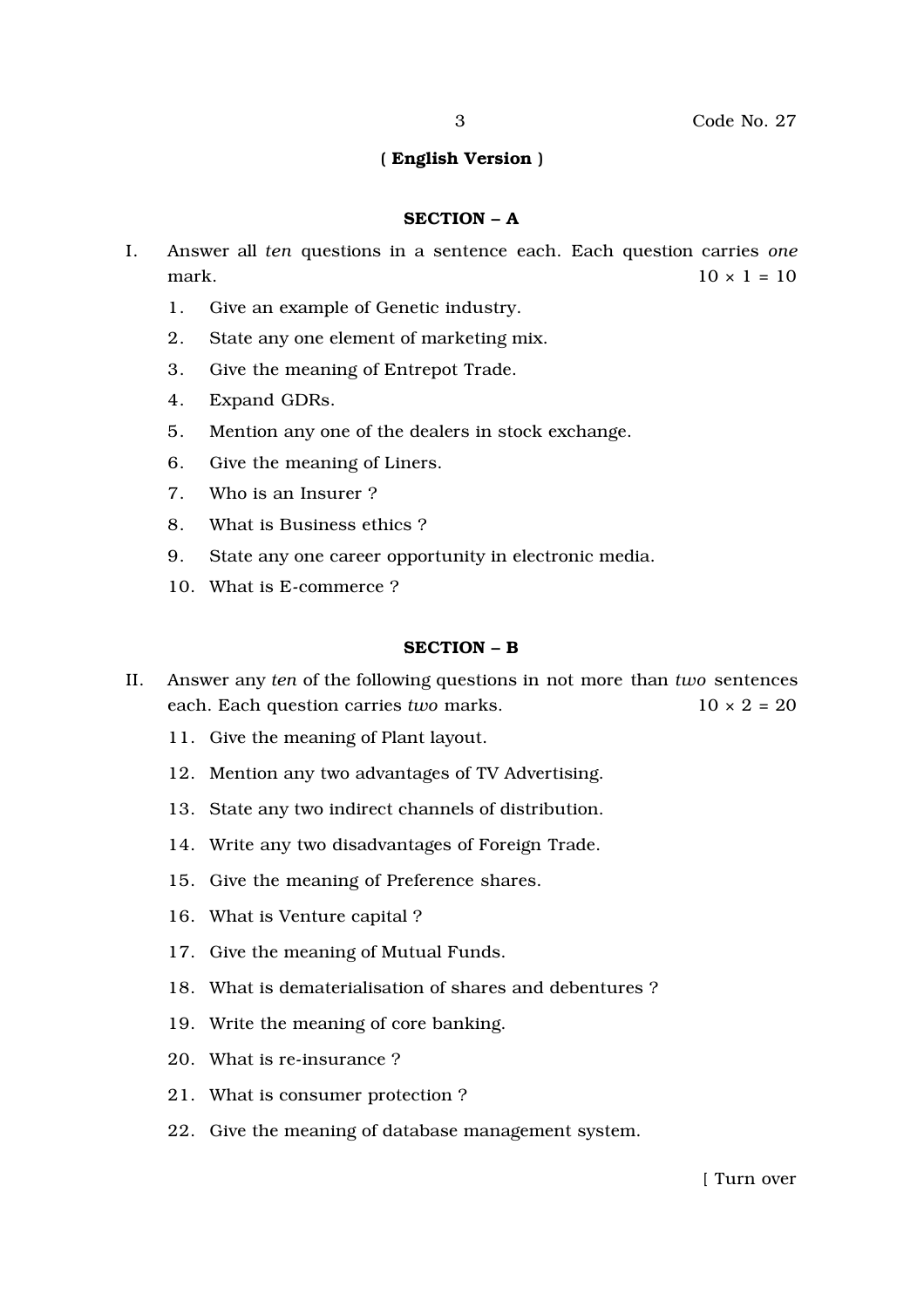**( English Version )**

## SECTION – A

I. Answer all *ten* questions in a sentence each. Each question carries *one* mark. 10 × 1 = 10

1. Give an example of Genetic industry.
2. State any one element of marketing mix.
3. Give the meaning of Entrepot Trade.
4. Expand GDRs.
5. Mention any one of the dealers in stock exchange.
6. Give the meaning of Liners.
7. Who is an Insurer ?
8. What is Business ethics ?
9. State any one career opportunity in electronic media.
10. What is E-commerce ?

## SECTION – B

II. Answer any *ten* of the following questions in not more than *two* sentences each. Each question carries *two* marks. 10 × 2 = 20

11. Give the meaning of Plant layout.
12. Mention any two advantages of TV Advertising.
13. State any two indirect channels of distribution.
14. Write any two disadvantages of Foreign Trade.
15. Give the meaning of Preference shares.
16. What is Venture capital ?
17. Give the meaning of Mutual Funds.
18. What is dematerialisation of shares and debentures ?
19. Write the meaning of core banking.
20. What is re-insurance ?
21. What is consumer protection ?
22. Give the meaning of database management system.

[ Turn over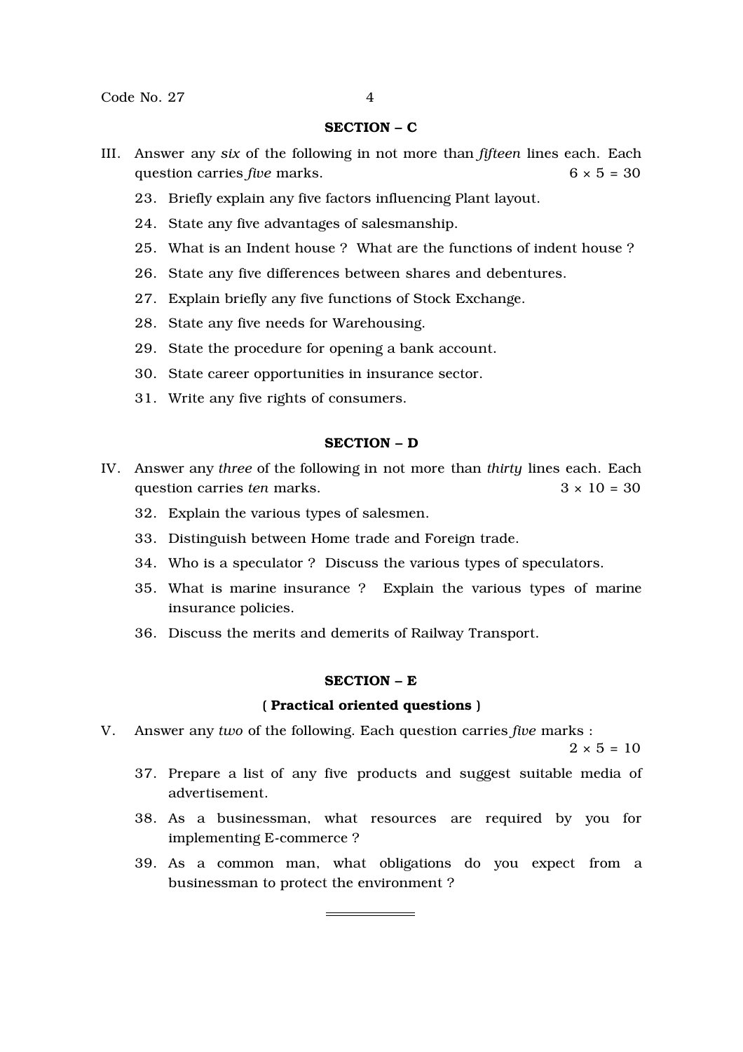## SECTION – C

III. Answer any *six* of the following in not more than *fifteen* lines each. Each question carries *five* marks. 6 × 5 = 30

23. Briefly explain any five factors influencing Plant layout.
24. State any five advantages of salesmanship.
25. What is an Indent house ? What are the functions of indent house ?
26. State any five differences between shares and debentures.
27. Explain briefly any five functions of Stock Exchange.
28. State any five needs for Warehousing.
29. State the procedure for opening a bank account.
30. State career opportunities in insurance sector.
31. Write any five rights of consumers.

## SECTION – D

IV. Answer any *three* of the following in not more than *thirty* lines each. Each question carries *ten* marks. 3 × 10 = 30

32. Explain the various types of salesmen.
33. Distinguish between Home trade and Foreign trade.
34. Who is a speculator ? Discuss the various types of speculators.
35. What is marine insurance ? Explain the various types of marine insurance policies.
36. Discuss the merits and demerits of Railway Transport.

## SECTION – E

### ( Practical oriented questions )

V. Answer any *two* of the following. Each question carries *five* marks : 2 × 5 = 10

37. Prepare a list of any five products and suggest suitable media of advertisement.
38. As a businessman, what resources are required by you for implementing E-commerce ?
39. As a common man, what obligations do you expect from a businessman to protect the environment ?